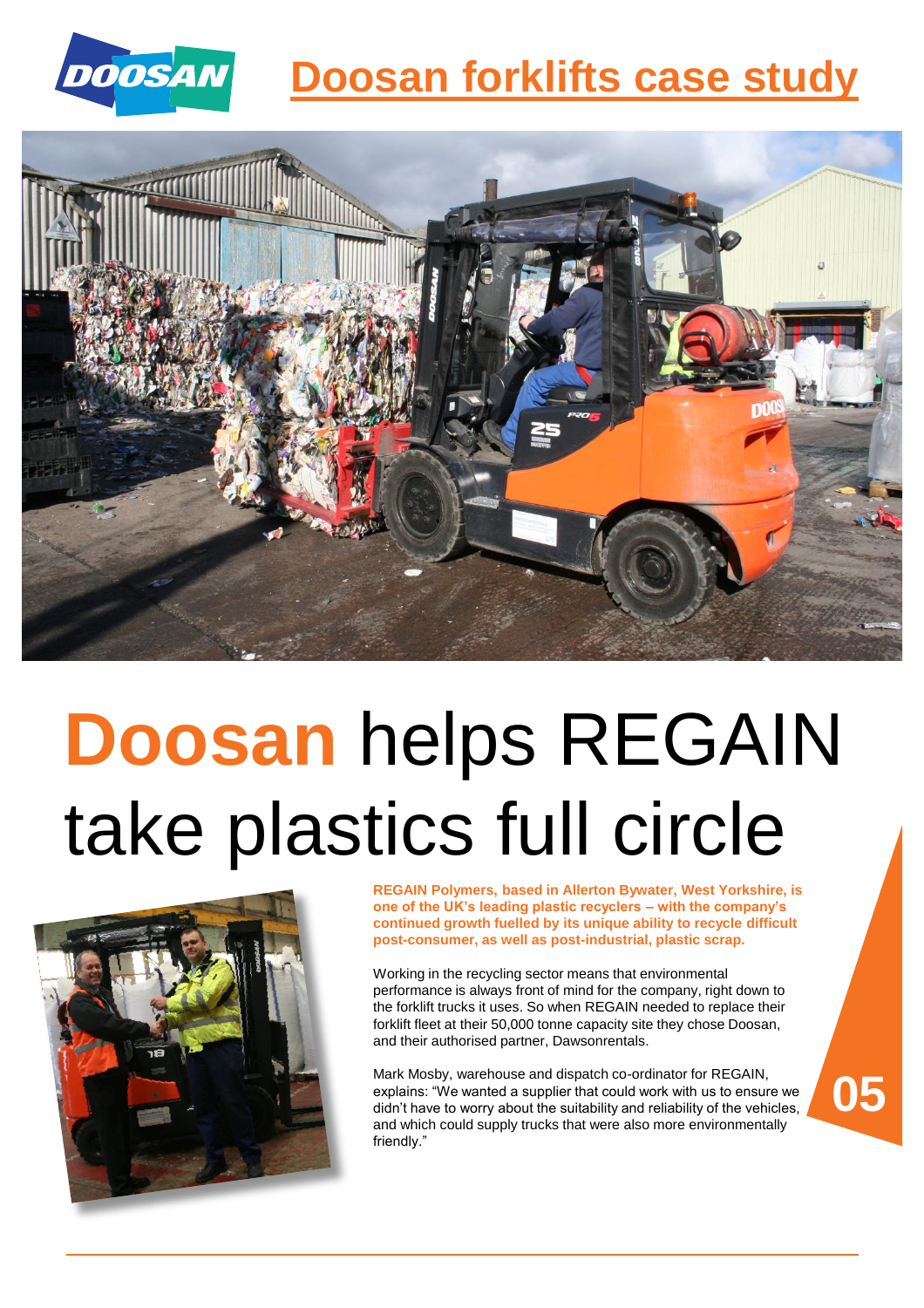# Doosan forklifts case study

# Doosan helps REGAIN take plastics full circle

**REGAIN Polymers, based in Allerton Bywater, West Yorkshire, is one of the UK's leading plastic recyclers – with the company's continued growth fuelled by its unique ability to recycle difficult post-consumer, as well as post-industrial, plastic scrap.**

Working in the recycling sector means that environmental performance is always front of mind for the company, right down to the forklift trucks it uses. So when REGAIN needed to replace their forklift fleet at their 50,000 tonne capacity site they chose Doosan, and their authorised partner, Dawsonrentals.

Mark Mosby, warehouse and dispatch co-ordinator for REGAIN, explains: "We wanted a supplier that could work with us to ensure we didn't have to worry about the suitability and reliability of the vehicles, and which could supply trucks that were also more environmentally friendly."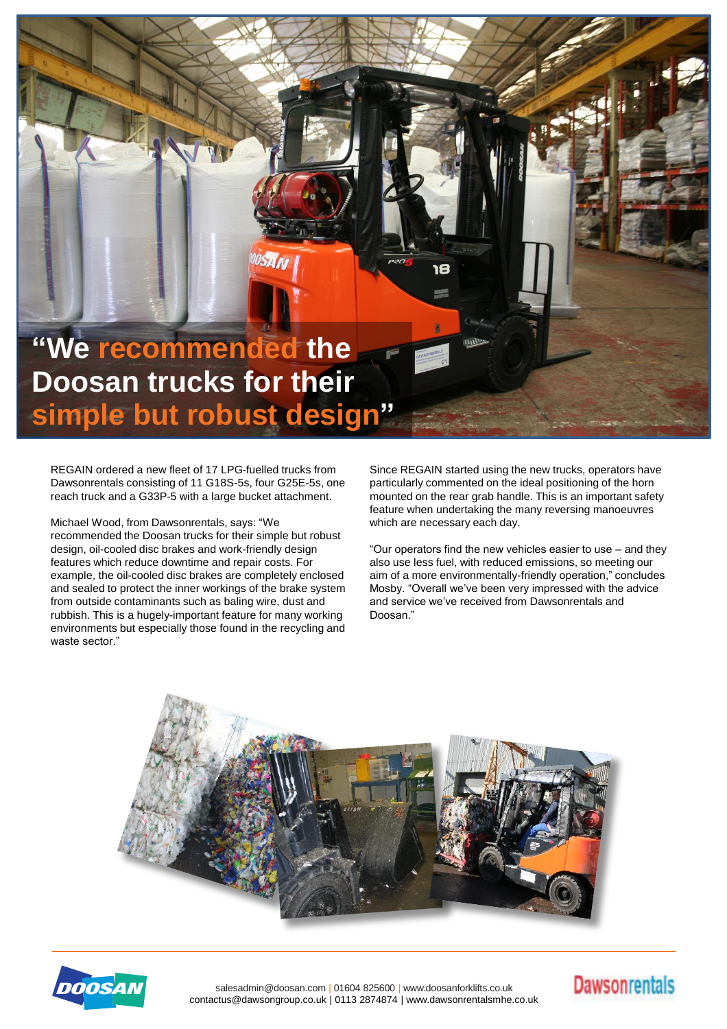# “We recommended the Doosan trucks for their simple but robust design”

REGAIN ordered a new fleet of 17 LPG-fuelled trucks from Dawsonrentals consisting of 11 G18S-5s, four G25E-5s, one reach truck and a G33P-5 with a large bucket attachment.

Michael Wood, from Dawsonrentals, says: “We recommended the Doosan trucks for their simple but robust design, oil-cooled disc brakes and work-friendly design features which reduce downtime and repair costs. For example, the oil-cooled disc brakes are completely enclosed and sealed to protect the inner workings of the brake system from outside contaminants such as baling wire, dust and rubbish. This is a hugely-important feature for many working environments but especially those found in the recycling and waste sector.”

Since REGAIN started using the new trucks, operators have particularly commented on the ideal positioning of the horn mounted on the rear grab handle. This is an important safety feature when undertaking the many reversing manoeuvres which are necessary each day.

“Our operators find the new vehicles easier to use – and they also use less fuel, with reduced emissions, so meeting our aim of a more environmentally-friendly operation,” concludes Mosby. “Overall we’ve been very impressed with the advice and service we’ve received from Dawsonrentals and Doosan.”

salesadmin@doosan.com | 01604 825600 | www.doosanforklifts.co.uk
contactus@dawsongroup.co.uk | 0113 2874874 | www.dawsonrentalsmhe.co.uk